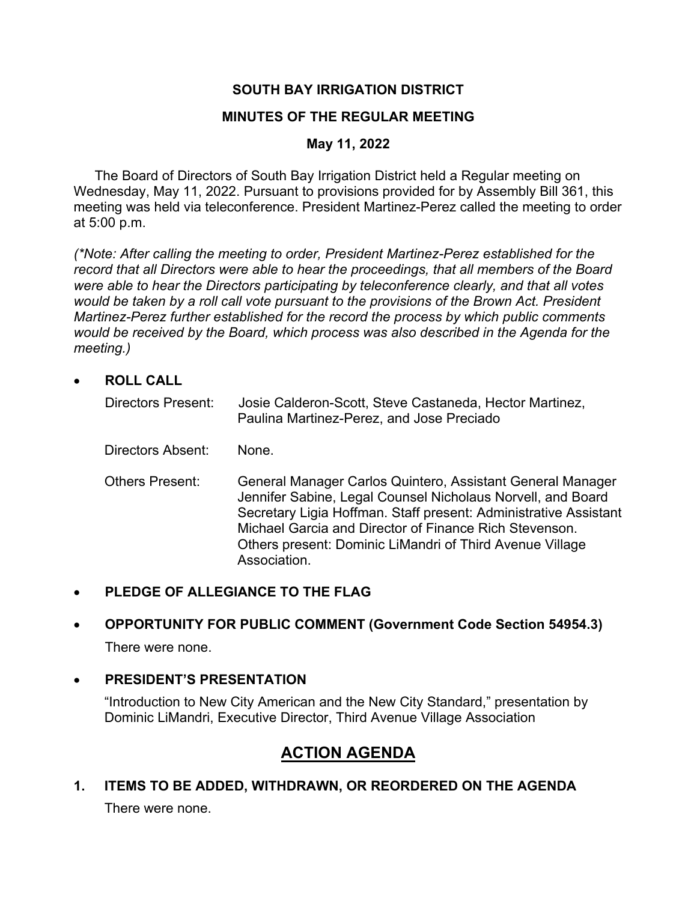# SOUTH BAY IRRIGATION DISTRICT

## MINUTES OF THE REGULAR MEETING

### May 11, 2022

The Board of Directors of South Bay Irrigation District held a Regular meeting on Wednesday, May 11, 2022. Pursuant to provisions provided for by Assembly Bill 361, this meeting was held via teleconference. President Martinez-Perez called the meeting to order at 5:00 p.m.

*(\*Note: After calling the meeting to order, President Martinez-Perez established for the record that all Directors were able to hear the proceedings, that all members of the Board were able to hear the Directors participating by teleconference clearly, and that all votes would be taken by a roll call vote pursuant to the provisions of the Brown Act. President Martinez-Perez further established for the record the process by which public comments would be received by the Board, which process was also described in the Agenda for the meeting.)*

- **ROLL CALL**

  Directors Present: Josie Calderon-Scott, Steve Castaneda, Hector Martinez, Paulina Martinez-Perez, and Jose Preciado

  Directors Absent: None.

  Others Present: General Manager Carlos Quintero, Assistant General Manager Jennifer Sabine, Legal Counsel Nicholaus Norvell, and Board Secretary Ligia Hoffman. Staff present: Administrative Assistant Michael Garcia and Director of Finance Rich Stevenson. Others present: Dominic LiMandri of Third Avenue Village Association.

- **PLEDGE OF ALLEGIANCE TO THE FLAG**

- **OPPORTUNITY FOR PUBLIC COMMENT (Government Code Section 54954.3)**

  There were none.

- **PRESIDENT'S PRESENTATION**

  "Introduction to New City American and the New City Standard," presentation by Dominic LiMandri, Executive Director, Third Avenue Village Association

## ACTION AGENDA

**1. ITEMS TO BE ADDED, WITHDRAWN, OR REORDERED ON THE AGENDA**

There were none.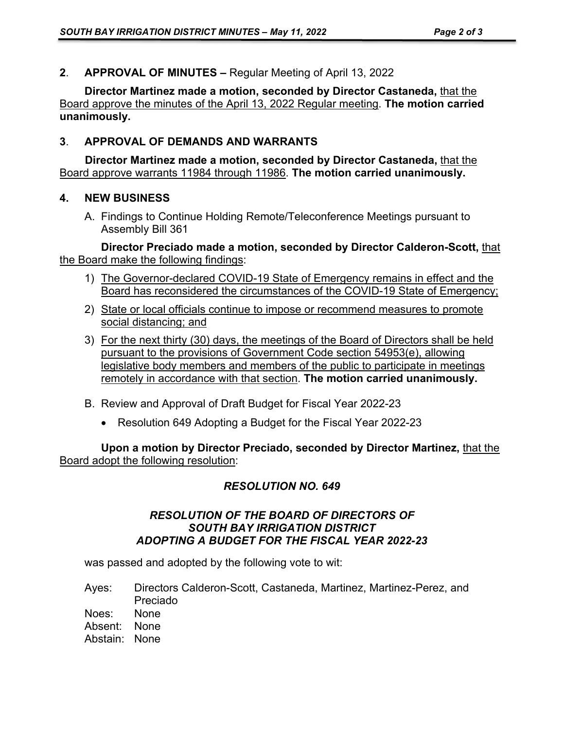**2**. **APPROVAL OF MINUTES –** Regular Meeting of April 13, 2022

**Director Martinez made a motion, seconded by Director Castaneda,** that the Board approve the minutes of the April 13, 2022 Regular meeting. **The motion carried unanimously.**

**3**. **APPROVAL OF DEMANDS AND WARRANTS**

**Director Martinez made a motion, seconded by Director Castaneda,** that the Board approve warrants 11984 through 11986. **The motion carried unanimously.**

**4. NEW BUSINESS**

A. Findings to Continue Holding Remote/Teleconference Meetings pursuant to Assembly Bill 361

**Director Preciado made a motion, seconded by Director Calderon-Scott,** that the Board make the following findings:

1) The Governor-declared COVID-19 State of Emergency remains in effect and the Board has reconsidered the circumstances of the COVID-19 State of Emergency;
2) State or local officials continue to impose or recommend measures to promote social distancing; and
3) For the next thirty (30) days, the meetings of the Board of Directors shall be held pursuant to the provisions of Government Code section 54953(e), allowing legislative body members and members of the public to participate in meetings remotely in accordance with that section. **The motion carried unanimously.**

B. Review and Approval of Draft Budget for Fiscal Year 2022-23

- Resolution 649 Adopting a Budget for the Fiscal Year 2022-23

**Upon a motion by Director Preciado, seconded by Director Martinez,** that the Board adopt the following resolution:

***RESOLUTION NO. 649***

***RESOLUTION OF THE BOARD OF DIRECTORS OF SOUTH BAY IRRIGATION DISTRICT ADOPTING A BUDGET FOR THE FISCAL YEAR 2022-23***

was passed and adopted by the following vote to wit:

Ayes: Directors Calderon-Scott, Castaneda, Martinez, Martinez-Perez, and Preciado
Noes: None
Absent: None
Abstain: None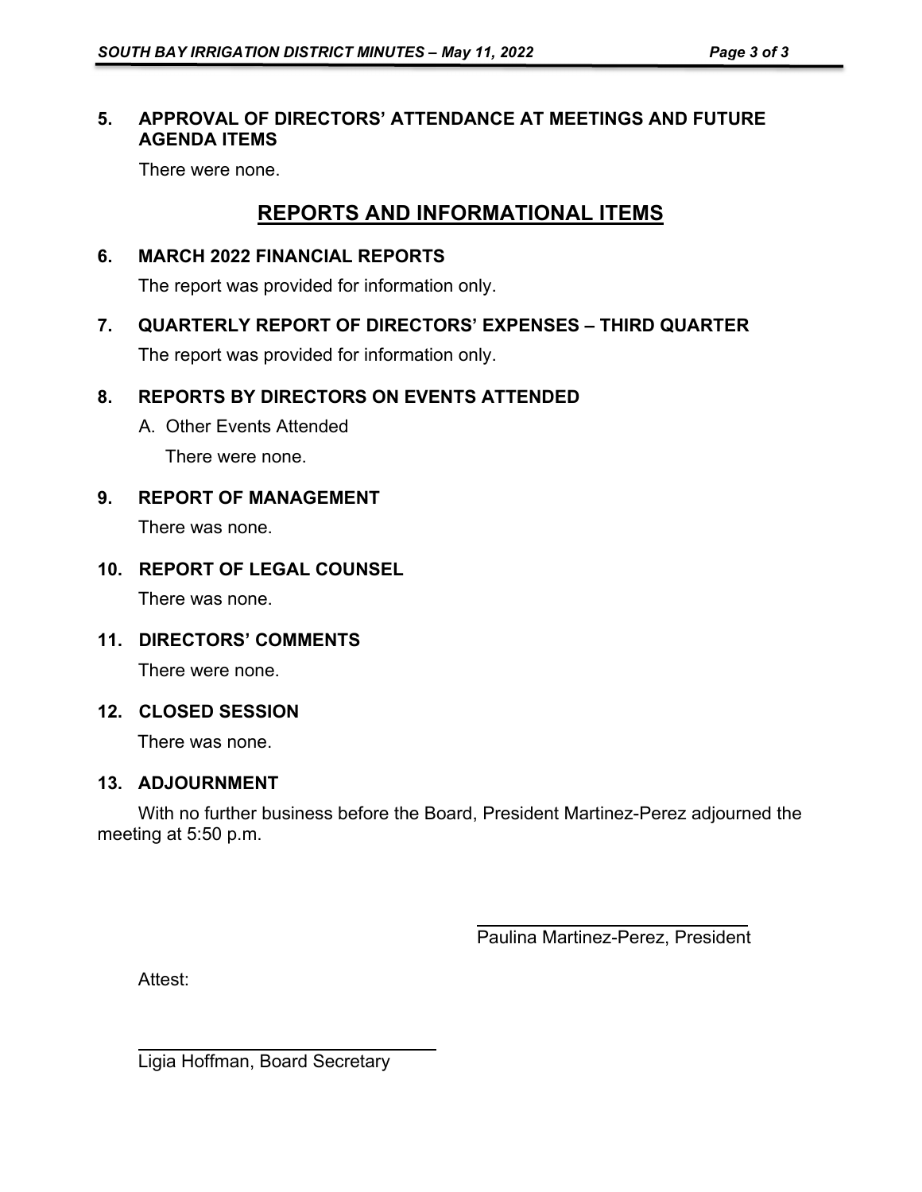**5. APPROVAL OF DIRECTORS' ATTENDANCE AT MEETINGS AND FUTURE AGENDA ITEMS**

There were none.

## REPORTS AND INFORMATIONAL ITEMS

**6. MARCH 2022 FINANCIAL REPORTS**

The report was provided for information only.

**7. QUARTERLY REPORT OF DIRECTORS' EXPENSES – THIRD QUARTER**

The report was provided for information only.

**8. REPORTS BY DIRECTORS ON EVENTS ATTENDED**

A. Other Events Attended

There were none.

**9. REPORT OF MANAGEMENT**

There was none.

**10. REPORT OF LEGAL COUNSEL**

There was none.

**11. DIRECTORS' COMMENTS**

There were none.

**12. CLOSED SESSION**

There was none.

**13. ADJOURNMENT**

With no further business before the Board, President Martinez-Perez adjourned the meeting at 5:50 p.m.

_____________________________
Paulina Martinez-Perez, President

Attest:

_____________________________
Ligia Hoffman, Board Secretary